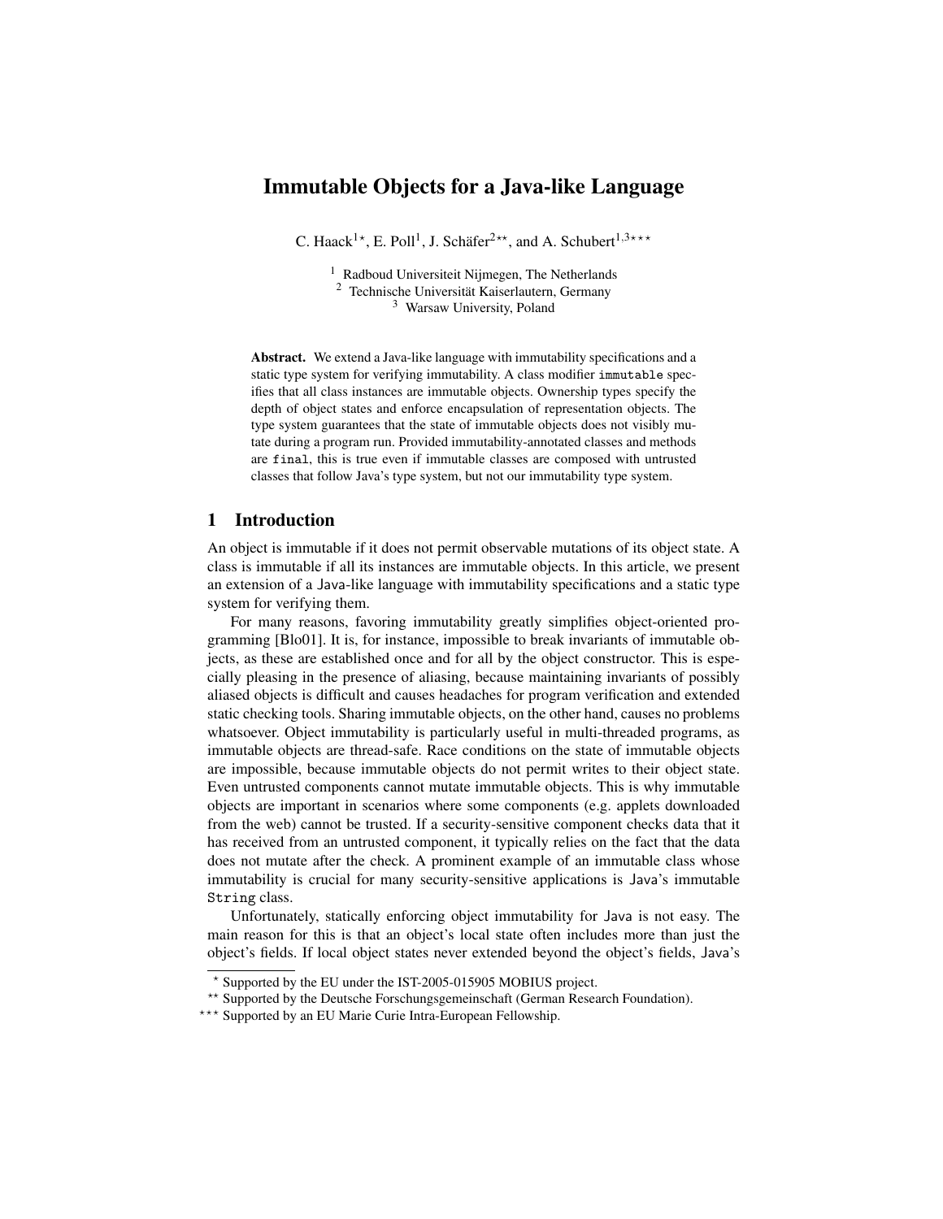# Immutable Objects for a Java-like Language

C. Haack[1,⋆], E. Poll[1], J. Schäfer[2,⋆⋆], and A. Schubert[1,3,⋆⋆⋆]

[1] Radboud Universiteit Nijmegen, The Netherlands
[2] Technische Universität Kaiserlautern, Germany
[3] Warsaw University, Poland

**Abstract.** We extend a Java-like language with immutability specifications and a static type system for verifying immutability. A class modifier `immutable` specifies that all class instances are immutable objects. Ownership types specify the depth of object states and enforce encapsulation of representation objects. The type system guarantees that the state of immutable objects does not visibly mutate during a program run. Provided immutability-annotated classes and methods are `final`, this is true even if immutable classes are composed with untrusted classes that follow Java's type system, but not our immutability type system.

## 1 Introduction

An object is immutable if it does not permit observable mutations of its object state. A class is immutable if all its instances are immutable objects. In this article, we present an extension of a Java-like language with immutability specifications and a static type system for verifying them.

For many reasons, favoring immutability greatly simplifies object-oriented programming [Blo01]. It is, for instance, impossible to break invariants of immutable objects, as these are established once and for all by the object constructor. This is especially pleasing in the presence of aliasing, because maintaining invariants of possibly aliased objects is difficult and causes headaches for program verification and extended static checking tools. Sharing immutable objects, on the other hand, causes no problems whatsoever. Object immutability is particularly useful in multi-threaded programs, as immutable objects are thread-safe. Race conditions on the state of immutable objects are impossible, because immutable objects do not permit writes to their object state. Even untrusted components cannot mutate immutable objects. This is why immutable objects are important in scenarios where some components (e.g. applets downloaded from the web) cannot be trusted. If a security-sensitive component checks data that it has received from an untrusted component, it typically relies on the fact that the data does not mutate after the check. A prominent example of an immutable class whose immutability is crucial for many security-sensitive applications is Java's immutable `String` class.

Unfortunately, statically enforcing object immutability for Java is not easy. The main reason for this is that an object's local state often includes more than just the object's fields. If local object states never extended beyond the object's fields, Java's

⋆ Supported by the EU under the IST-2005-015905 MOBIUS project.
⋆⋆ Supported by the Deutsche Forschungsgemeinschaft (German Research Foundation).
⋆⋆⋆ Supported by an EU Marie Curie Intra-European Fellowship.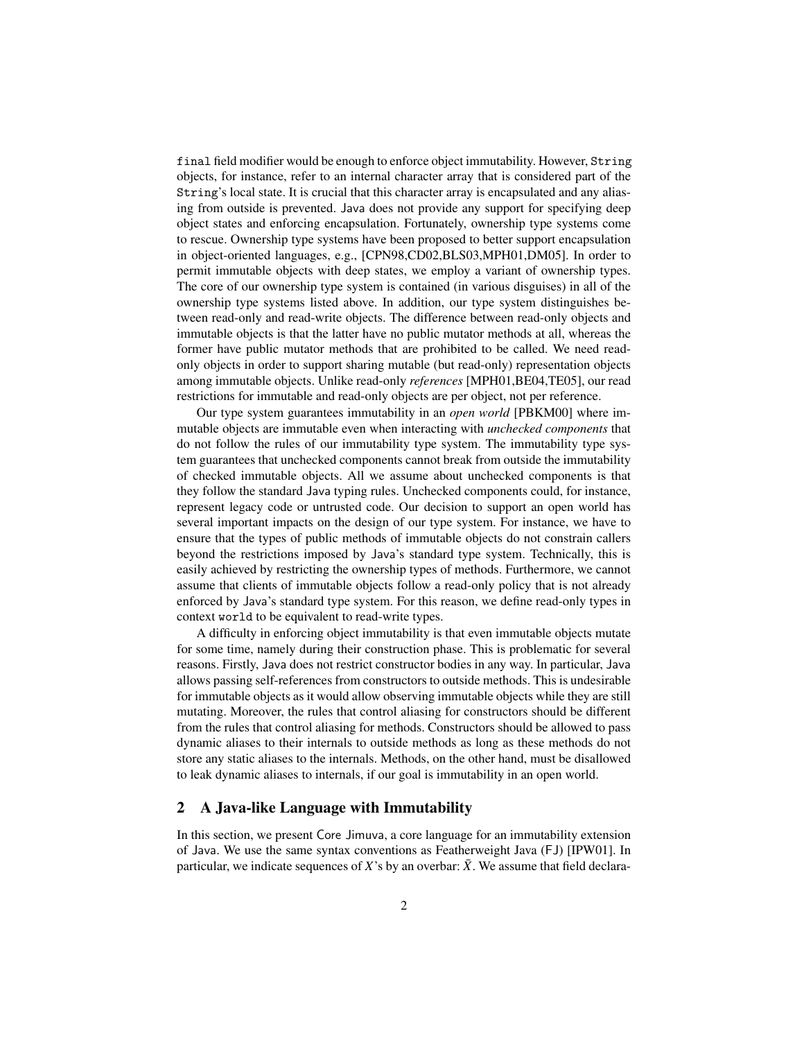final field modifier would be enough to enforce object immutability. However, String objects, for instance, refer to an internal character array that is considered part of the String's local state. It is crucial that this character array is encapsulated and any aliasing from outside is prevented. Java does not provide any support for specifying deep object states and enforcing encapsulation. Fortunately, ownership type systems come to rescue. Ownership type systems have been proposed to better support encapsulation in object-oriented languages, e.g., [CPN98,CD02,BLS03,MPH01,DM05]. In order to permit immutable objects with deep states, we employ a variant of ownership types. The core of our ownership type system is contained (in various disguises) in all of the ownership type systems listed above. In addition, our type system distinguishes between read-only and read-write objects. The difference between read-only objects and immutable objects is that the latter have no public mutator methods at all, whereas the former have public mutator methods that are prohibited to be called. We need read-only objects in order to support sharing mutable (but read-only) representation objects among immutable objects. Unlike read-only *references* [MPH01,BE04,TE05], our read restrictions for immutable and read-only objects are per object, not per reference.

Our type system guarantees immutability in an *open world* [PBKM00] where immutable objects are immutable even when interacting with *unchecked components* that do not follow the rules of our immutability type system. The immutability type system guarantees that unchecked components cannot break from outside the immutability of checked immutable objects. All we assume about unchecked components is that they follow the standard Java typing rules. Unchecked components could, for instance, represent legacy code or untrusted code. Our decision to support an open world has several important impacts on the design of our type system. For instance, we have to ensure that the types of public methods of immutable objects do not constrain callers beyond the restrictions imposed by Java's standard type system. Technically, this is easily achieved by restricting the ownership types of methods. Furthermore, we cannot assume that clients of immutable objects follow a read-only policy that is not already enforced by Java's standard type system. For this reason, we define read-only types in context world to be equivalent to read-write types.

A difficulty in enforcing object immutability is that even immutable objects mutate for some time, namely during their construction phase. This is problematic for several reasons. Firstly, Java does not restrict constructor bodies in any way. In particular, Java allows passing self-references from constructors to outside methods. This is undesirable for immutable objects as it would allow observing immutable objects while they are still mutating. Moreover, the rules that control aliasing for constructors should be different from the rules that control aliasing for methods. Constructors should be allowed to pass dynamic aliases to their internals to outside methods as long as these methods do not store any static aliases to the internals. Methods, on the other hand, must be disallowed to leak dynamic aliases to internals, if our goal is immutability in an open world.

## 2 A Java-like Language with Immutability

In this section, we present Core Jimuva, a core language for an immutability extension of Java. We use the same syntax conventions as Featherweight Java (FJ) [IPW01]. In particular, we indicate sequences of $X$'s by an overbar: $\bar{X}$. We assume that field declara-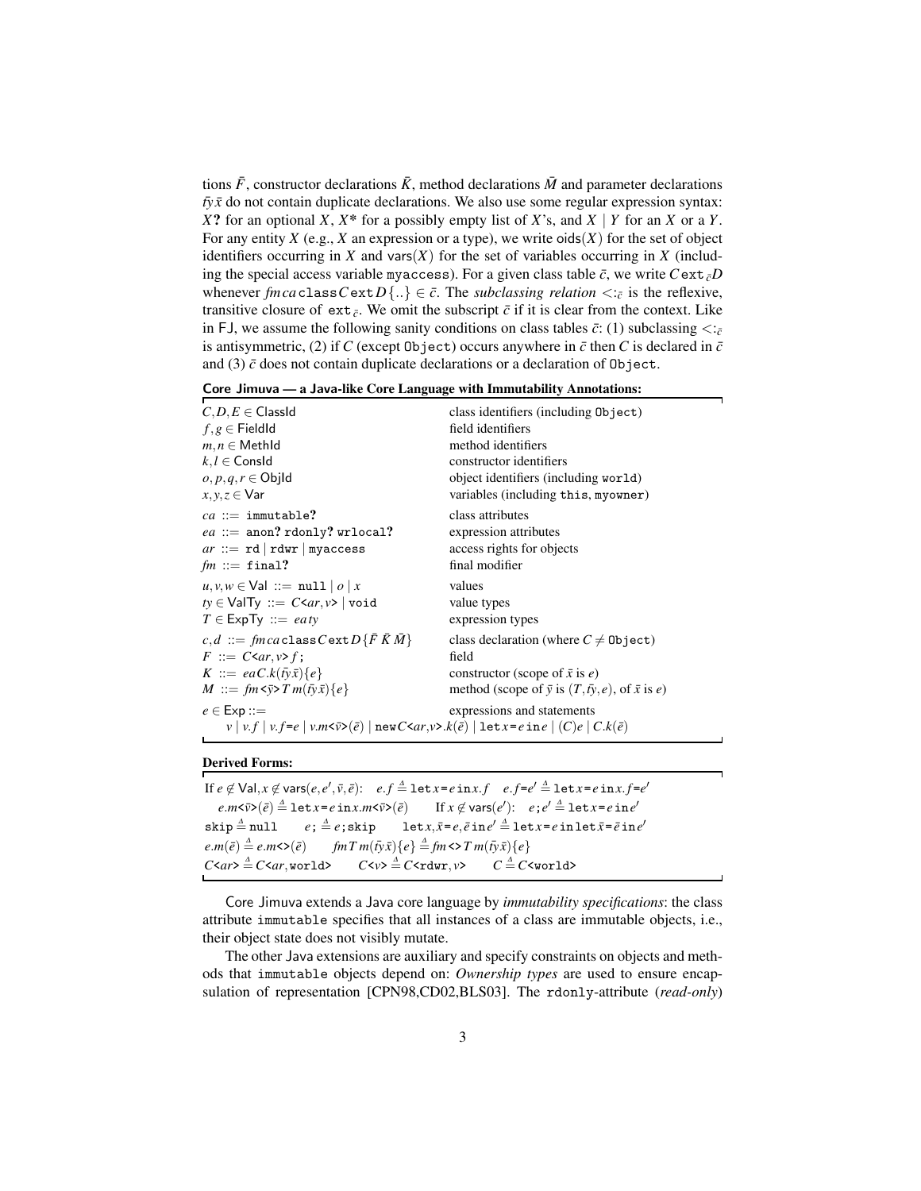tions $\bar{F}$, constructor declarations $\bar{K}$, method declarations $\bar{M}$ and parameter declarations $\bar{ty}\,\bar{x}$ do not contain duplicate declarations. We also use some regular expression syntax: $X$**?** for an optional $X$, $X$**\*** for a possibly empty list of $X$'s, and $X \mid Y$ for an $X$ or a $Y$. For any entity $X$ (e.g., $X$ an expression or a type), we write $\mathsf{oids}(X)$ for the set of object identifiers occurring in $X$ and $\mathsf{vars}(X)$ for the set of variables occurring in $X$ (including the special access variable `myaccess`). For a given class table $\bar{c}$, we write $C\,\mathtt{ext}_{\bar{c}}\,D$ whenever $\mathit{fm}\,\mathit{ca}\,\mathtt{class}\,C\,\mathtt{ext}\,D\{..\} \in \bar{c}$. The *subclassing relation* $<:_{\bar{c}}$ is the reflexive, transitive closure of $\mathtt{ext}_{\bar{c}}$. We omit the subscript $\bar{c}$ if it is clear from the context. Like in FJ, we assume the following sanity conditions on class tables $\bar{c}$: (1) subclassing $<:_{\bar{c}}$ is antisymmetric, (2) if $C$ (except `Object`) occurs anywhere in $\bar{c}$ then $C$ is declared in $\bar{c}$ and (3) $\bar{c}$ does not contain duplicate declarations or a declaration of `Object`.

**Core Jimuva — a Java-like Core Language with Immutability Annotations:**

| | |
|---|---|
| $C,D,E \in \mathsf{ClassId}$ | class identifiers (including `Object`) |
| $f,g \in \mathsf{FieldId}$ | field identifiers |
| $m,n \in \mathsf{MethId}$ | method identifiers |
| $k,l \in \mathsf{ConsId}$ | constructor identifiers |
| $o,p,q,r \in \mathsf{ObjId}$ | object identifiers (including `world`) |
| $x,y,z \in \mathsf{Var}$ | variables (including `this`, `myowner`) |
| $\mathit{ca}$ ::= `immutable`**?** | class attributes |
| $\mathit{ea}$ ::= `anon`**?** `rdonly`**?** `wrlocal`**?** | expression attributes |
| $\mathit{ar}$ ::= `rd` \| `rdwr` \| `myaccess` | access rights for objects |
| $\mathit{fm}$ ::= `final`**?** | final modifier |
| $u,v,w \in \mathsf{Val}$ ::= `null` \| $o$ \| $x$ | values |
| $\mathit{ty} \in \mathsf{ValTy}$ ::= $C$<$\mathit{ar},v$> \| `void` | value types |
| $T \in \mathsf{ExpTy}$ ::= $\mathit{ea}\,\mathit{ty}$ | expression types |
| $c,d$ ::= $\mathit{fm}\,\mathit{ca}\,\mathtt{class}\,C\,\mathtt{ext}\,D\{\bar{F}\,\bar{K}\,\bar{M}\}$ | class declaration (where $C \neq$ `Object`) |
| $F$ ::= $C$<$\mathit{ar},v$> $f$; | field |
| $K$ ::= $\mathit{ea}\,C.k(\bar{ty}\,\bar{x})\{e\}$ | constructor (scope of $\bar{x}$ is $e$) |
| $M$ ::= $\mathit{fm}$ <$\bar{y}$> $T\,m(\bar{ty}\,\bar{x})\{e\}$ | method (scope of $\bar{y}$ is $(T,\bar{ty},e)$, of $\bar{x}$ is $e$) |
| $e \in \mathsf{Exp}$ ::= | expressions and statements |
| $v \mid v.f \mid v.f$=$e \mid v.m$<$\bar{v}$>$(\bar{e}) \mid \mathtt{new}\,C$<$\mathit{ar},v$>$.k(\bar{e}) \mid \mathtt{let}\,x$=$e\,\mathtt{in}\,e \mid (C)e \mid C.k(\bar{e})$ | |

**Derived Forms:**

If $e \notin \mathsf{Val}, x \notin \mathsf{vars}(e,e',\bar{v},\bar{e})$: $\quad e.f \triangleq \mathtt{let}\,x$=$e\,\mathtt{in}\,x.f \quad e.f$=$e' \triangleq \mathtt{let}\,x$=$e\,\mathtt{in}\,x.f$=$e'$

$e.m$<$\bar{v}$>$(\bar{e}) \triangleq \mathtt{let}\,x$=$e\,\mathtt{in}\,x.m$<$\bar{v}$>$(\bar{e})$ $\qquad$ If $x \notin \mathsf{vars}(e')$: $\quad e;e' \triangleq \mathtt{let}\,x$=$e\,\mathtt{in}\,e'$

`skip` $\triangleq$ `null` $\qquad e; \triangleq e;$`skip` $\qquad \mathtt{let}\,x,\bar{x}$=$e,\bar{e}\,\mathtt{in}\,e' \triangleq \mathtt{let}\,x$=$e\,\mathtt{in}\,\mathtt{let}\,\bar{x}$=$\bar{e}\,\mathtt{in}\,e'$

$e.m(\bar{e}) \triangleq e.m$<>$(\bar{e}) \qquad \mathit{fm}\,T\,m(\bar{ty}\,\bar{x})\{e\} \triangleq \mathit{fm}$<> $T\,m(\bar{ty}\,\bar{x})\{e\}$

$C$<$\mathit{ar}$> $\triangleq C$<$\mathit{ar}$,`world`> $\qquad C$<$v$> $\triangleq C$<`rdwr`$,v$> $\qquad C \triangleq C$<`world`>

Core Jimuva extends a Java core language by *immutability specifications*: the class attribute `immutable` specifies that all instances of a class are immutable objects, i.e., their object state does not visibly mutate.

The other Java extensions are auxiliary and specify constraints on objects and methods that `immutable` objects depend on: *Ownership types* are used to ensure encapsulation of representation [CPN98,CD02,BLS03]. The `rdonly`-attribute (*read-only*)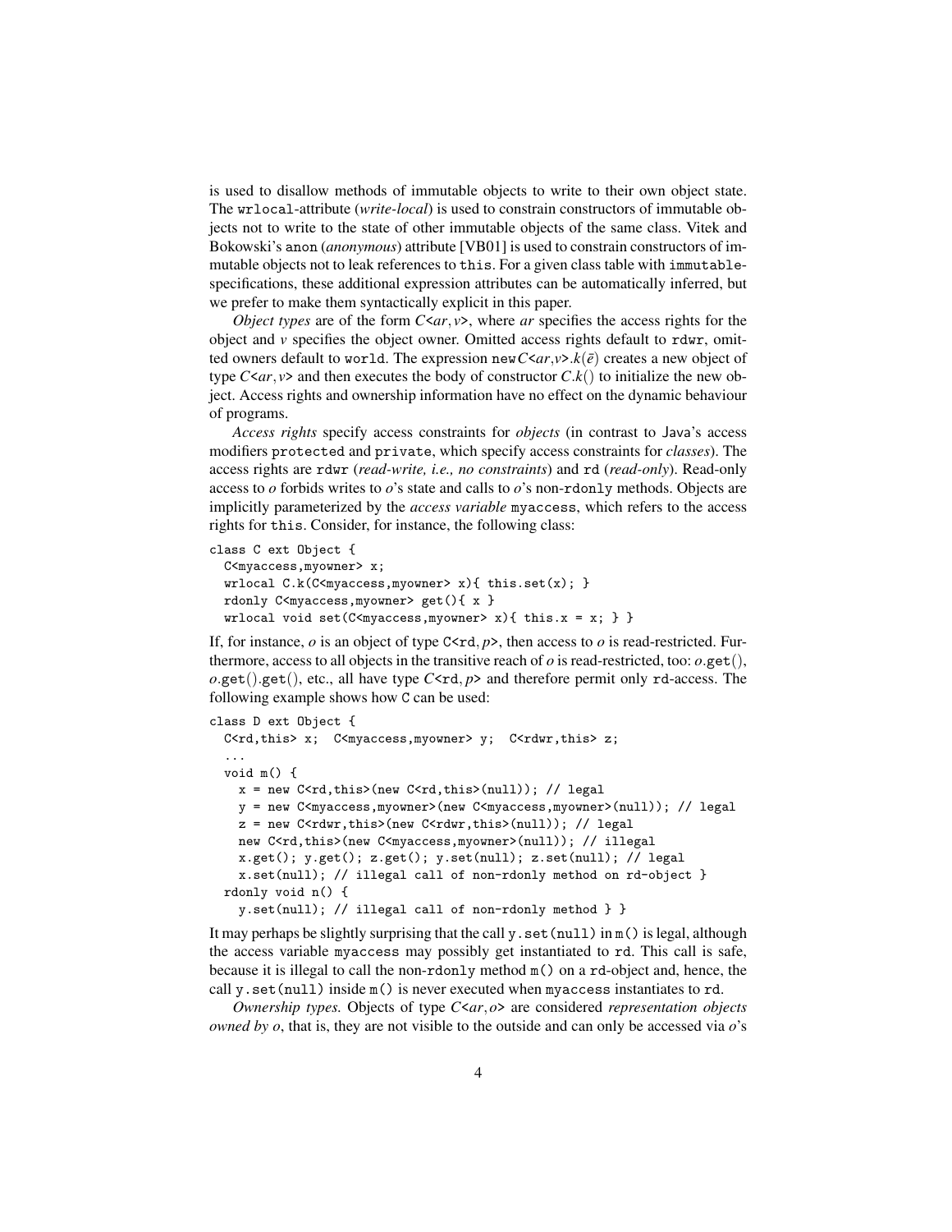is used to disallow methods of immutable objects to write to their own object state. The `wrlocal`-attribute (*write-local*) is used to constrain constructors of immutable objects not to write to the state of other immutable objects of the same class. Vitek and Bokowski's `anon` (*anonymous*) attribute [VB01] is used to constrain constructors of immutable objects not to leak references to `this`. For a given class table with `immutable`-specifications, these additional expression attributes can be automatically inferred, but we prefer to make them syntactically explicit in this paper.

*Object types* are of the form $C$<$ar, v$>, where $ar$ specifies the access rights for the object and $v$ specifies the object owner. Omitted access rights default to `rdwr`, omitted owners default to `world`. The expression `new`$C$<$ar$,$v$>.$k(\bar{e})$ creates a new object of type $C$<$ar, v$> and then executes the body of constructor $C.k()$ to initialize the new object. Access rights and ownership information have no effect on the dynamic behaviour of programs.

*Access rights* specify access constraints for *objects* (in contrast to Java's access modifiers `protected` and `private`, which specify access constraints for *classes*). The access rights are `rdwr` (*read-write, i.e., no constraints*) and `rd` (*read-only*). Read-only access to $o$ forbids writes to $o$'s state and calls to $o$'s non-`rdonly` methods. Objects are implicitly parameterized by the *access variable* `myaccess`, which refers to the access rights for `this`. Consider, for instance, the following class:

```
class C ext Object {
  C<myaccess,myowner> x;
  wrlocal C.k(C<myaccess,myowner> x){ this.set(x); }
  rdonly C<myaccess,myowner> get(){ x }
  wrlocal void set(C<myaccess,myowner> x){ this.x = x; } }
```

If, for instance, $o$ is an object of type `C<rd,`$p$`>`, then access to $o$ is read-restricted. Furthermore, access to all objects in the transitive reach of $o$ is read-restricted, too: $o$.`get`(), $o$.`get`().`get`(), etc., all have type $C$<`rd`, $p$> and therefore permit only `rd`-access. The following example shows how `C` can be used:

```
class D ext Object {
  C<rd,this> x;  C<myaccess,myowner> y;  C<rdwr,this> z;
  ...
  void m() {
    x = new C<rd,this>(new C<rd,this>(null)); // legal
    y = new C<myaccess,myowner>(new C<myaccess,myowner>(null)); // legal
    z = new C<rdwr,this>(new C<rdwr,this>(null)); // legal
    new C<rd,this>(new C<myaccess,myowner>(null)); // illegal
    x.get(); y.get(); z.get(); y.set(null); z.set(null); // legal
    x.set(null); // illegal call of non-rdonly method on rd-object }
  rdonly void n() {
    y.set(null); // illegal call of non-rdonly method } }
```

It may perhaps be slightly surprising that the call `y.set(null)` in `m()` is legal, although the access variable `myaccess` may possibly get instantiated to `rd`. This call is safe, because it is illegal to call the non-`rdonly` method `m()` on a `rd`-object and, hence, the call `y.set(null)` inside `m()` is never executed when `myaccess` instantiates to `rd`.

*Ownership types.* Objects of type $C$<$ar, o$> are considered *representation objects owned by o*, that is, they are not visible to the outside and can only be accessed via $o$'s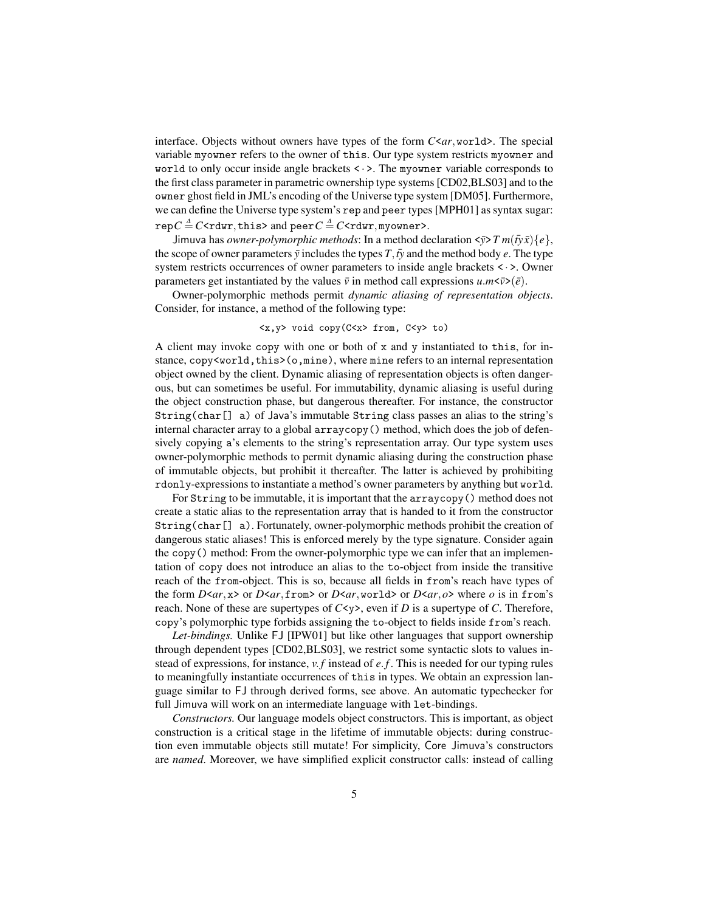interface. Objects without owners have types of the form $C$<$ar$,world>. The special variable myowner refers to the owner of this. Our type system restricts myowner and world to only occur inside angle brackets < · >. The myowner variable corresponds to the first class parameter in parametric ownership type systems [CD02,BLS03] and to the owner ghost field in JML's encoding of the Universe type system [DM05]. Furthermore, we can define the Universe type system's rep and peer types [MPH01] as syntax sugar: rep$C \triangleq C$<rdwr,this> and peer$C \triangleq C$<rdwr,myowner>.

Jimuva has *owner-polymorphic methods*: In a method declaration <$\bar{y}$> $T$ $m(\bar{ty}\,\bar{x})\{e\}$, the scope of owner parameters $\bar{y}$ includes the types $T, \bar{ty}$ and the method body $e$. The type system restricts occurrences of owner parameters to inside angle brackets < · >. Owner parameters get instantiated by the values $\bar{v}$ in method call expressions $u.m$<$\bar{v}$>$(\bar{e})$.

Owner-polymorphic methods permit *dynamic aliasing of representation objects*. Consider, for instance, a method of the following type:

```
<x,y> void copy(C<x> from, C<y> to)
```

A client may invoke copy with one or both of x and y instantiated to this, for instance, copy<world,this>(o,mine), where mine refers to an internal representation object owned by the client. Dynamic aliasing of representation objects is often dangerous, but can sometimes be useful. For immutability, dynamic aliasing is useful during the object construction phase, but dangerous thereafter. For instance, the constructor String(char[] a) of Java's immutable String class passes an alias to the string's internal character array to a global arraycopy() method, which does the job of defensively copying a's elements to the string's representation array. Our type system uses owner-polymorphic methods to permit dynamic aliasing during the construction phase of immutable objects, but prohibit it thereafter. The latter is achieved by prohibiting rdonly-expressions to instantiate a method's owner parameters by anything but world.

For String to be immutable, it is important that the arraycopy() method does not create a static alias to the representation array that is handed to it from the constructor String(char[] a). Fortunately, owner-polymorphic methods prohibit the creation of dangerous static aliases! This is enforced merely by the type signature. Consider again the copy() method: From the owner-polymorphic type we can infer that an implementation of copy does not introduce an alias to the to-object from inside the transitive reach of the from-object. This is so, because all fields in from's reach have types of the form $D$<$ar$,x> or $D$<$ar$,from> or $D$<$ar$,world> or $D$<$ar,o$> where $o$ is in from's reach. None of these are supertypes of $C$<y>, even if $D$ is a supertype of $C$. Therefore, copy's polymorphic type forbids assigning the to-object to fields inside from's reach.

*Let-bindings.* Unlike FJ [IPW01] but like other languages that support ownership through dependent types [CD02,BLS03], we restrict some syntactic slots to values instead of expressions, for instance, $v.f$ instead of $e.f$. This is needed for our typing rules to meaningfully instantiate occurrences of this in types. We obtain an expression language similar to FJ through derived forms, see above. An automatic typechecker for full Jimuva will work on an intermediate language with let-bindings.

*Constructors.* Our language models object constructors. This is important, as object construction is a critical stage in the lifetime of immutable objects: during construction even immutable objects still mutate! For simplicity, Core Jimuva's constructors are *named*. Moreover, we have simplified explicit constructor calls: instead of calling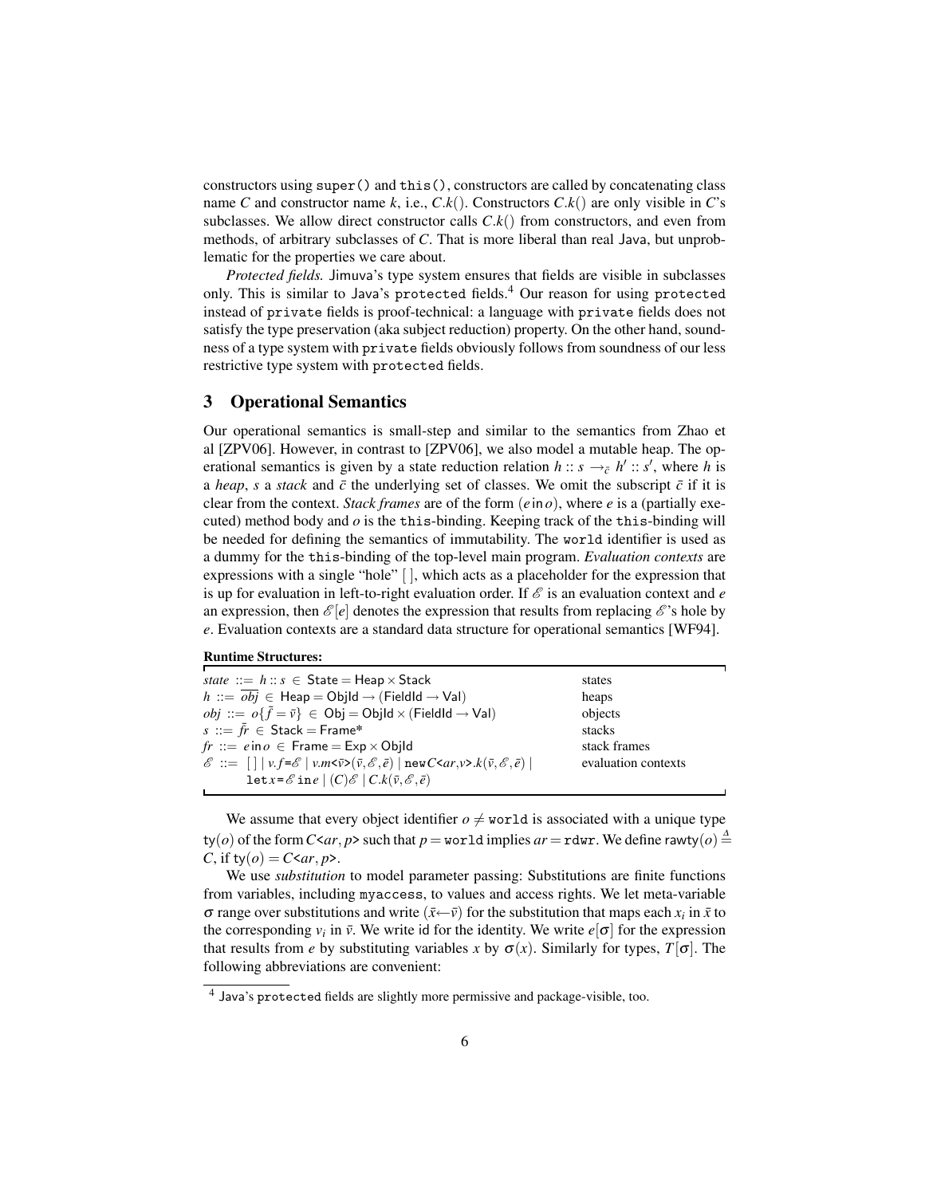constructors using `super()` and `this()`, constructors are called by concatenating class name $C$ and constructor name $k$, i.e., $C.k()$. Constructors $C.k()$ are only visible in $C$'s subclasses. We allow direct constructor calls $C.k()$ from constructors, and even from methods, of arbitrary subclasses of $C$. That is more liberal than real Java, but unproblematic for the properties we care about.

*Protected fields.* Jimuva's type system ensures that fields are visible in subclasses only. This is similar to Java's `protected` fields.[4] Our reason for using `protected` instead of `private` fields is proof-technical: a language with `private` fields does not satisfy the type preservation (aka subject reduction) property. On the other hand, soundness of a type system with `private` fields obviously follows from soundness of our less restrictive type system with `protected` fields.

## 3 Operational Semantics

Our operational semantics is small-step and similar to the semantics from Zhao et al [ZPV06]. However, in contrast to [ZPV06], we also model a mutable heap. The operational semantics is given by a state reduction relation $h :: s \rightarrow_{\bar{c}} h' :: s'$, where $h$ is a *heap*, $s$ a *stack* and $\bar{c}$ the underlying set of classes. We omit the subscript $\bar{c}$ if it is clear from the context. *Stack frames* are of the form $(e \,\mathsf{in}\, o)$, where $e$ is a (partially executed) method body and $o$ is the `this`-binding. Keeping track of the `this`-binding will be needed for defining the semantics of immutability. The `world` identifier is used as a dummy for the `this`-binding of the top-level main program. *Evaluation contexts* are expressions with a single "hole" $[\,]$, which acts as a placeholder for the expression that is up for evaluation in left-to-right evaluation order. If $\mathscr{E}$ is an evaluation context and $e$ an expression, then $\mathscr{E}[e]$ denotes the expression that results from replacing $\mathscr{E}$'s hole by $e$. Evaluation contexts are a standard data structure for operational semantics [WF94].

**Runtime Structures:**

| | |
|---|---|
| $state ::= h :: s \in \mathsf{State} = \mathsf{Heap} \times \mathsf{Stack}$ | states |
| $h ::= \overline{obj} \in \mathsf{Heap} = \mathsf{ObjId} \rightarrow (\mathsf{FieldId} \rightarrow \mathsf{Val})$ | heaps |
| $obj ::= o\{\bar{f} = \bar{v}\} \in \mathsf{Obj} = \mathsf{ObjId} \times (\mathsf{FieldId} \rightarrow \mathsf{Val})$ | objects |
| $s ::= \bar{fr} \in \mathsf{Stack} = \mathsf{Frame}^*$ | stacks |
| $fr ::= e \,\mathsf{in}\, o \in \mathsf{Frame} = \mathsf{Exp} \times \mathsf{ObjId}$ | stack frames |
| $\mathscr{E} ::= [\,] \mid v.f\texttt{=}\mathscr{E} \mid v.m\texttt{<}\bar{v}\texttt{>}(\bar{v},\mathscr{E},\bar{e}) \mid \texttt{new}\, C\texttt{<}ar,v\texttt{>}.k(\bar{v},\mathscr{E},\bar{e}) \mid$ $\texttt{let}\, x\texttt{=}\mathscr{E}\,\texttt{in}\, e \mid (C)\mathscr{E} \mid C.k(\bar{v},\mathscr{E},\bar{e})$ | evaluation contexts |

We assume that every object identifier $o \neq \texttt{world}$ is associated with a unique type $\mathsf{ty}(o)$ of the form $C\texttt{<}ar,p\texttt{>}$ such that $p = \texttt{world}$ implies $ar = \texttt{rdwr}$. We define $\mathsf{rawty}(o) \stackrel{\Delta}{=} C$, if $\mathsf{ty}(o) = C\texttt{<}ar,p\texttt{>}$.

We use *substitution* to model parameter passing: Substitutions are finite functions from variables, including `myaccess`, to values and access rights. We let meta-variable $\sigma$ range over substitutions and write $(\bar{x} \leftarrow \bar{v})$ for the substitution that maps each $x_i$ in $\bar{x}$ to the corresponding $v_i$ in $\bar{v}$. We write $\mathsf{id}$ for the identity. We write $e[\sigma]$ for the expression that results from $e$ by substituting variables $x$ by $\sigma(x)$. Similarly for types, $T[\sigma]$. The following abbreviations are convenient:

[4] Java's `protected` fields are slightly more permissive and package-visible, too.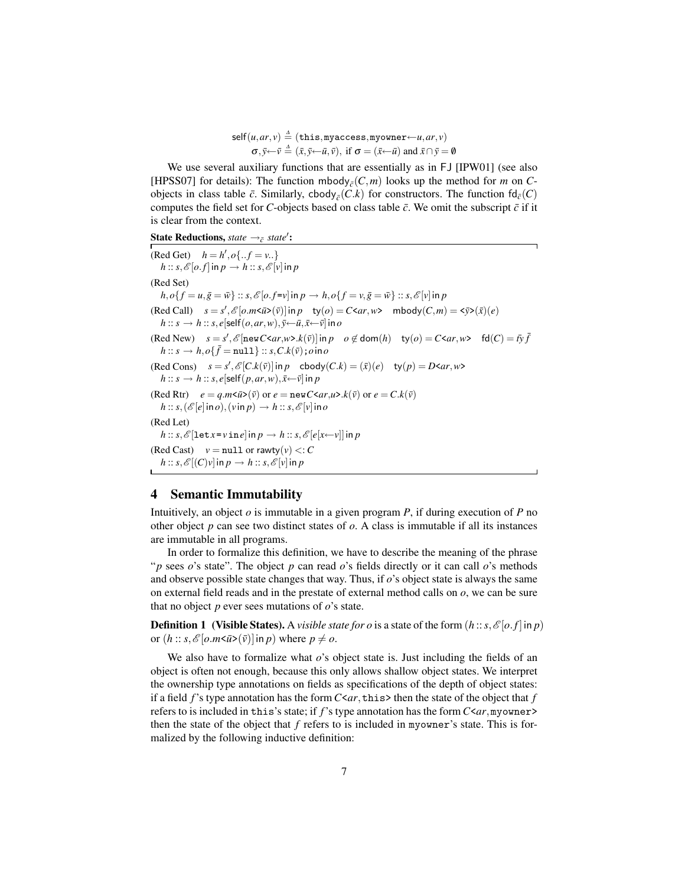$$\mathsf{self}(u, ar, v) \stackrel{\Delta}{=} (\mathtt{this}, \mathtt{myaccess}, \mathtt{myowner} \leftarrow u, ar, v)$$

$$\sigma, \bar{y} \leftarrow \bar{v} \stackrel{\Delta}{=} (\bar{x}, \bar{y} \leftarrow \bar{u}, \bar{v}), \text{ if } \sigma = (\bar{x} \leftarrow \bar{u}) \text{ and } \bar{x} \cap \bar{y} = \emptyset$$

We use several auxiliary functions that are essentially as in FJ [IPW01] (see also [HPSS07] for details): The function $\mathsf{mbody}_{\bar{c}}(C, m)$ looks up the method for $m$ on $C$-objects in class table $\bar{c}$. Similarly, $\mathsf{cbody}_{\bar{c}}(C.k)$ for constructors. The function $\mathsf{fd}_{\bar{c}}(C)$ computes the field set for $C$-objects based on class table $\bar{c}$. We omit the subscript $\bar{c}$ if it is clear from the context.

**State Reductions,** $state \rightarrow_{\bar{c}} state'$**:**

(Red Get) $\quad h = h', o\{..f = v..\}$
$h :: s, \mathscr{E}[o.f] \,\mathsf{in}\, p \rightarrow h :: s, \mathscr{E}[v] \,\mathsf{in}\, p$

(Red Set)
$h, o\{f = u, \bar{g} = \bar{w}\} :: s, \mathscr{E}[o.f{=}v] \,\mathsf{in}\, p \rightarrow h, o\{f = v, \bar{g} = \bar{w}\} :: s, \mathscr{E}[v] \,\mathsf{in}\, p$

(Red Call) $\quad s = s', \mathscr{E}[o.m\text{<}\bar{u}\text{>}(\bar{v})] \,\mathsf{in}\, p \quad \mathsf{ty}(o) = C\text{<}ar, w\text{>} \quad \mathsf{mbody}(C, m) = \text{<}\bar{y}\text{>}(\bar{x})(e)$
$h :: s \rightarrow h :: s, e[\mathsf{self}(o, ar, w), \bar{y} \leftarrow \bar{u}, \bar{x} \leftarrow \bar{v}] \,\mathsf{in}\, o$

(Red New) $\quad s = s', \mathscr{E}[\mathtt{new}\, C\text{<}ar, w\text{>}.k(\bar{v})] \,\mathsf{in}\, p \quad o \notin \mathsf{dom}(h) \quad \mathsf{ty}(o) = C\text{<}ar, w\text{>} \quad \mathsf{fd}(C) = \bar{ty}\,\bar{f}$
$h :: s \rightarrow h, o\{\bar{f} = \mathtt{null}\} :: s, C.k(\bar{v}); o \,\mathsf{in}\, o$

(Red Cons) $\quad s = s', \mathscr{E}[C.k(\bar{v})] \,\mathsf{in}\, p \quad \mathsf{cbody}(C.k) = (\bar{x})(e) \quad \mathsf{ty}(p) = D\text{<}ar, w\text{>}$
$h :: s \rightarrow h :: s, e[\mathsf{self}(p, ar, w), \bar{x} \leftarrow \bar{v}] \,\mathsf{in}\, p$

(Red Rtr) $\quad e = q.m\text{<}\bar{u}\text{>}(\bar{v})$ or $e = \mathtt{new}\, C\text{<}ar, u\text{>}.k(\bar{v})$ or $e = C.k(\bar{v})$
$h :: s, (\mathscr{E}[e] \,\mathsf{in}\, o), (v \,\mathsf{in}\, p) \rightarrow h :: s, \mathscr{E}[v] \,\mathsf{in}\, o$

(Red Let)
$h :: s, \mathscr{E}[\mathtt{let}\, x{=}v \,\mathtt{in}\, e] \,\mathsf{in}\, p \rightarrow h :: s, \mathscr{E}[e[x \leftarrow v]] \,\mathsf{in}\, p$

(Red Cast) $\quad v = \mathtt{null}$ or $\mathsf{rawty}(v) <: C$
$h :: s, \mathscr{E}[(C)v] \,\mathsf{in}\, p \rightarrow h :: s, \mathscr{E}[v] \,\mathsf{in}\, p$

## 4 Semantic Immutability

Intuitively, an object $o$ is immutable in a given program $P$, if during execution of $P$ no other object $p$ can see two distinct states of $o$. A class is immutable if all its instances are immutable in all programs.

In order to formalize this definition, we have to describe the meaning of the phrase "$p$ sees $o$'s state". The object $p$ can read $o$'s fields directly or it can call $o$'s methods and observe possible state changes that way. Thus, if $o$'s object state is always the same on external field reads and in the prestate of external method calls on $o$, we can be sure that no object $p$ ever sees mutations of $o$'s state.

**Definition 1 (Visible States).** A *visible state for o* is a state of the form $(h :: s, \mathscr{E}[o.f] \,\mathsf{in}\, p)$ or $(h :: s, \mathscr{E}[o.m\text{<}\bar{u}\text{>}(\bar{v})] \,\mathsf{in}\, p)$ where $p \neq o$.

We also have to formalize what $o$'s object state is. Just including the fields of an object is often not enough, because this only allows shallow object states. We interpret the ownership type annotations on fields as specifications of the depth of object states: if a field $f$'s type annotation has the form $C\text{<}ar, \mathtt{this}\text{>}$ then the state of the object that $f$ refers to is included in `this`'s state; if $f$'s type annotation has the form $C\text{<}ar, \mathtt{myowner}\text{>}$ then the state of the object that $f$ refers to is included in `myowner`'s state. This is formalized by the following inductive definition: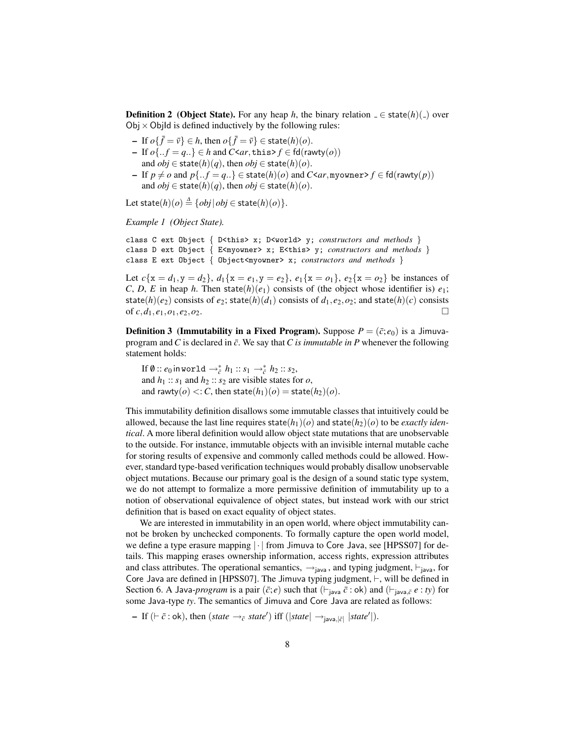**Definition 2 (Object State).** For any heap $h$, the binary relation $\_ \in \mathsf{state}(h)(\_)$ over $\mathsf{Obj} \times \mathsf{ObjId}$ is defined inductively by the following rules:

- If $o\{\bar{f} = \bar{v}\} \in h$, then $o\{\bar{f} = \bar{v}\} \in \mathsf{state}(h)(o)$.
- If $o\{..f = q..\} \in h$ and $C\texttt{<}ar, \texttt{this}\texttt{>}\, f \in \mathsf{fd}(\mathsf{rawty}(o))$ and $obj \in \mathsf{state}(h)(q)$, then $obj \in \mathsf{state}(h)(o)$.
- If $p \neq o$ and $p\{..f = q..\} \in \mathsf{state}(h)(o)$ and $C\texttt{<}ar, \texttt{myowner}\texttt{>}\, f \in \mathsf{fd}(\mathsf{rawty}(p))$ and $obj \in \mathsf{state}(h)(q)$, then $obj \in \mathsf{state}(h)(o)$.

Let $\mathsf{state}(h)(o) \stackrel{\Delta}{=} \{obj \,|\, obj \in \mathsf{state}(h)(o)\}$.

*Example 1 (Object State).*

```
class C ext Object { D<this> x; D<world> y; constructors and methods }
class D ext Object { E<myowner> x; E<this> y; constructors and methods }
class E ext Object { Object<myowner> x; constructors and methods }
```

Let $c\{\mathtt{x} = d_1, \mathtt{y} = d_2\}$, $d_1\{\mathtt{x} = e_1, \mathtt{y} = e_2\}$, $e_1\{\mathtt{x} = o_1\}$, $e_2\{\mathtt{x} = o_2\}$ be instances of $C$, $D$, $E$ in heap $h$. Then $\mathsf{state}(h)(e_1)$ consists of (the object whose identifier is) $e_1$; $\mathsf{state}(h)(e_2)$ consists of $e_2$; $\mathsf{state}(h)(d_1)$ consists of $d_1, e_2, o_2$; and $\mathsf{state}(h)(c)$ consists of $c, d_1, e_1, o_1, e_2, o_2$. □

**Definition 3 (Immutability in a Fixed Program).** Suppose $P = (\bar{c}; e_0)$ is a Jimuva-program and $C$ is declared in $\bar{c}$. We say that *$C$ is immutable in $P$* whenever the following statement holds:

If $\emptyset :: e_0 \,\mathsf{in}\, \texttt{world} \rightarrow^*_{\bar{c}} h_1 :: s_1 \rightarrow^*_{\bar{c}} h_2 :: s_2$,
and $h_1 :: s_1$ and $h_2 :: s_2$ are visible states for $o$,
and $\mathsf{rawty}(o) <: C$, then $\mathsf{state}(h_1)(o) = \mathsf{state}(h_2)(o)$.

This immutability definition disallows some immutable classes that intuitively could be allowed, because the last line requires $\mathsf{state}(h_1)(o)$ and $\mathsf{state}(h_2)(o)$ to be *exactly identical*. A more liberal definition would allow object state mutations that are unobservable to the outside. For instance, immutable objects with an invisible internal mutable cache for storing results of expensive and commonly called methods could be allowed. However, standard type-based verification techniques would probably disallow unobservable object mutations. Because our primary goal is the design of a sound static type system, we do not attempt to formalize a more permissive definition of immutability up to a notion of observational equivalence of object states, but instead work with our strict definition that is based on exact equality of object states.

We are interested in immutability in an open world, where object immutability cannot be broken by unchecked components. To formally capture the open world model, we define a type erasure mapping $|\cdot|$ from Jimuva to Core Java, see [HPSS07] for details. This mapping erases ownership information, access rights, expression attributes and class attributes. The operational semantics, $\rightarrow_{\mathsf{java}}$, and typing judgment, $\vdash_{\mathsf{java}}$, for Core Java are defined in [HPSS07]. The Jimuva typing judgment, $\vdash$, will be defined in Section 6. A Java-*program* is a pair $(\bar{c}; e)$ such that $(\vdash_{\mathsf{java}} \bar{c} : \mathsf{ok})$ and $(\vdash_{\mathsf{java},\bar{c}}\, e : ty)$ for some Java-type $ty$. The semantics of Jimuva and Core Java are related as follows:

- If $(\vdash \bar{c} : \mathsf{ok})$, then $(state \rightarrow_{\bar{c}} state')$ iff $(|state| \rightarrow_{\mathsf{java},|\bar{c}|} |state'|)$.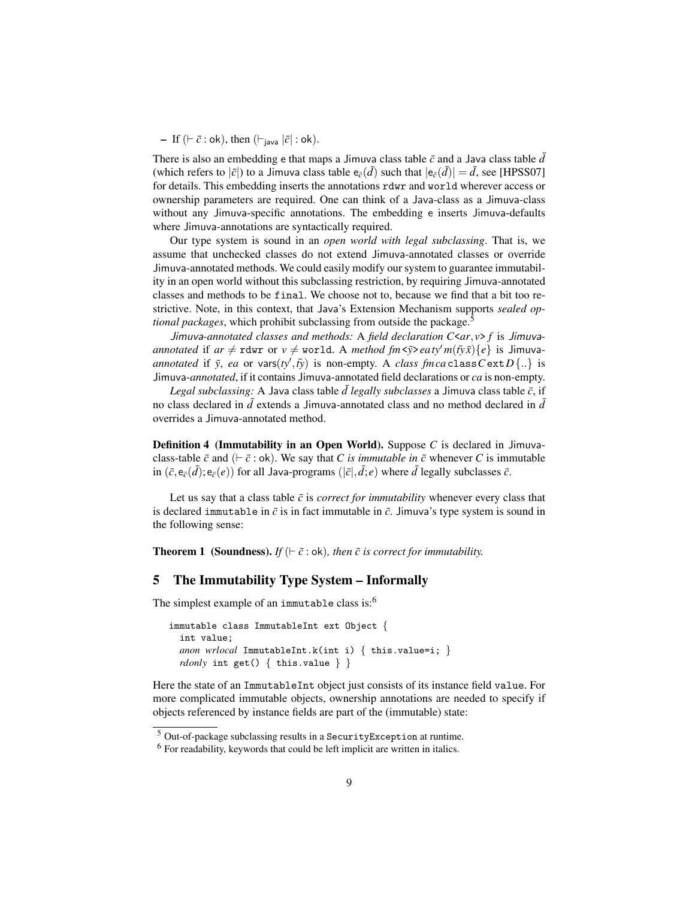– If $(\vdash \bar{c} : \mathsf{ok})$, then $(\vdash_{\mathsf{java}} |\bar{c}| : \mathsf{ok})$.

There is also an embedding e that maps a Jimuva class table $\bar{c}$ and a Java class table $\bar{d}$ (which refers to $|\bar{c}|$) to a Jimuva class table $\mathsf{e}_{\bar{c}}(\bar{d})$ such that $|\mathsf{e}_{\bar{c}}(\bar{d})| = \bar{d}$, see [HPSS07] for details. This embedding inserts the annotations `rdwr` and `world` wherever access or ownership parameters are required. One can think of a Java-class as a Jimuva-class without any Jimuva-specific annotations. The embedding e inserts Jimuva-defaults where Jimuva-annotations are syntactically required.

Our type system is sound in an *open world with legal subclassing*. That is, we assume that unchecked classes do not extend Jimuva-annotated classes or override Jimuva-annotated methods. We could easily modify our system to guarantee immutability in an open world without this subclassing restriction, by requiring Jimuva-annotated classes and methods to be `final`. We choose not to, because we find that a bit too restrictive. Note, in this context, that Java's Extension Mechanism supports *sealed optional packages*, which prohibit subclassing from outside the package.[5]

*Jimuva-annotated classes and methods:* A *field declaration* $C$<$ar, v$> $f$ is *Jimuva-annotated* if $ar \neq$ `rdwr` or $v \neq$ `world`. A *method* $fm$ <$\bar{y}$> $ea\, ty'\, m(\bar{ty}\,\bar{x})\{e\}$ is *Jimuva-annotated* if $\bar{y}$, $ea$ or $\mathsf{vars}(ty', \bar{ty})$ is non-empty. A *class* $fm\, ca$ `class` $C$ `ext` $D\{..\}$ is *Jimuva-annotated*, if it contains Jimuva-annotated field declarations or $ca$ is non-empty.

*Legal subclassing:* A Java class table $\bar{d}$ *legally subclasses* a Jimuva class table $\bar{c}$, if no class declared in $\bar{d}$ extends a Jimuva-annotated class and no method declared in $\bar{d}$ overrides a Jimuva-annotated method.

**Definition 4 (Immutability in an Open World).** Suppose $C$ is declared in Jimuva-class-table $\bar{c}$ and $(\vdash \bar{c} : \mathsf{ok})$. We say that *$C$ is immutable in $\bar{c}$* whenever $C$ is immutable in $(\bar{c}, \mathsf{e}_{\bar{c}}(\bar{d}); \mathsf{e}_{\bar{c}}(e))$ for all Java-programs $(|\bar{c}|, \bar{d}; e)$ where $\bar{d}$ legally subclasses $\bar{c}$.

Let us say that a class table $\bar{c}$ is *correct for immutability* whenever every class that is declared `immutable` in $\bar{c}$ is in fact immutable in $\bar{c}$. Jimuva's type system is sound in the following sense:

**Theorem 1 (Soundness).** *If $(\vdash \bar{c} : \mathsf{ok})$, then $\bar{c}$ is correct for immutability.*

## 5 The Immutability Type System – Informally

The simplest example of an `immutable` class is:[6]

```
immutable class ImmutableInt ext Object {
  int value;
  anon wrlocal ImmutableInt.k(int i) { this.value=i; }
  rdonly int get() { this.value } }
```

Here the state of an `ImmutableInt` object just consists of its instance field `value`. For more complicated immutable objects, ownership annotations are needed to specify if objects referenced by instance fields are part of the (immutable) state:

[5] Out-of-package subclassing results in a `SecurityException` at runtime.

[6] For readability, keywords that could be left implicit are written in italics.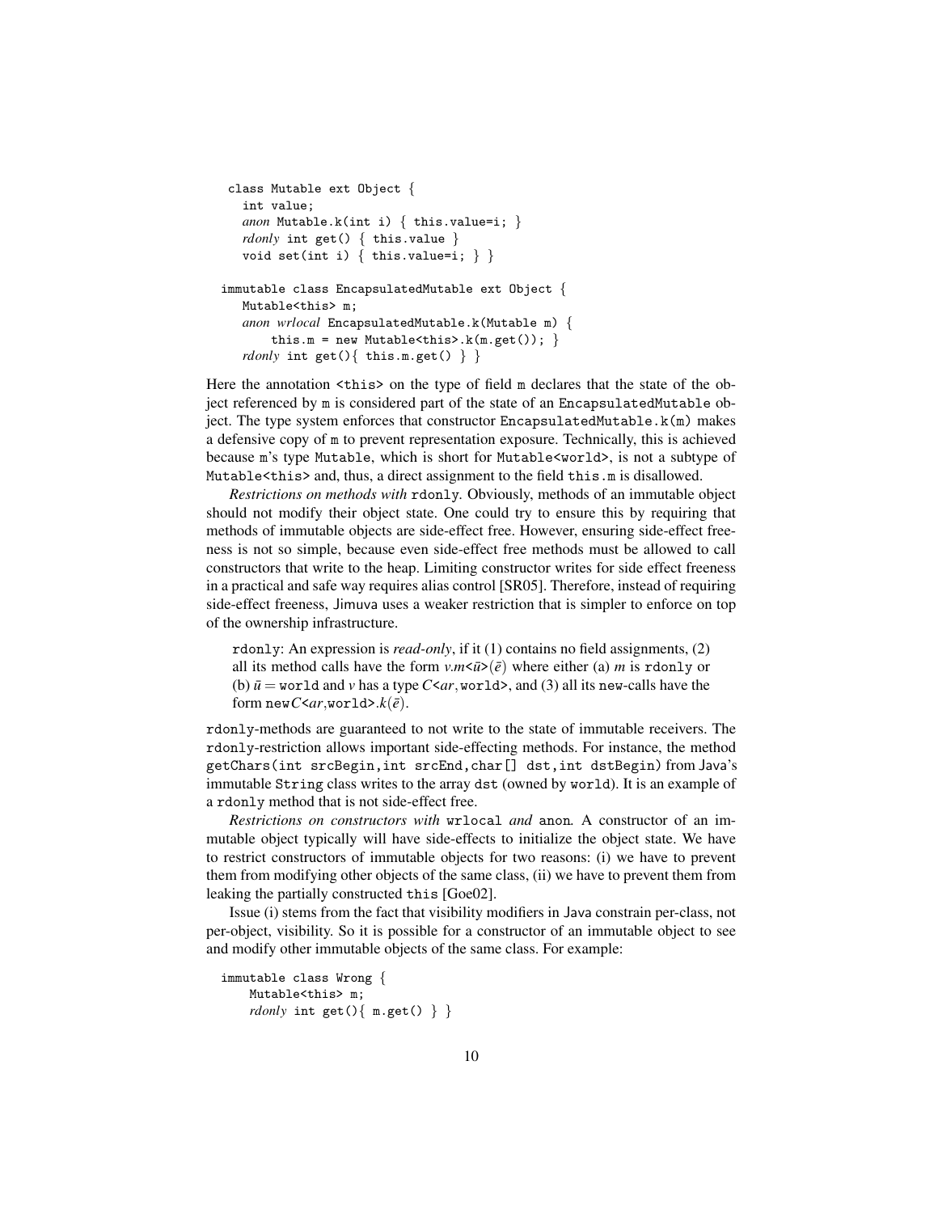```
class Mutable ext Object {
  int value;
  anon Mutable.k(int i) { this.value=i; }
  rdonly int get() { this.value }
  void set(int i) { this.value=i; } }

immutable class EncapsulatedMutable ext Object {
  Mutable<this> m;
  anon wrlocal EncapsulatedMutable.k(Mutable m) {
      this.m = new Mutable<this>.k(m.get()); }
  rdonly int get(){ this.m.get() } }
```

Here the annotation `<this>` on the type of field `m` declares that the state of the object referenced by `m` is considered part of the state of an `EncapsulatedMutable` object. The type system enforces that constructor `EncapsulatedMutable.k(m)` makes a defensive copy of `m` to prevent representation exposure. Technically, this is achieved because `m`'s type `Mutable`, which is short for `Mutable<world>`, is not a subtype of `Mutable<this>` and, thus, a direct assignment to the field `this.m` is disallowed.

*Restrictions on methods with* `rdonly`. Obviously, methods of an immutable object should not modify their object state. One could try to ensure this by requiring that methods of immutable objects are side-effect free. However, ensuring side-effect freeness is not so simple, because even side-effect free methods must be allowed to call constructors that write to the heap. Limiting constructor writes for side effect freeness in a practical and safe way requires alias control [SR05]. Therefore, instead of requiring side-effect freeness, Jimuva uses a weaker restriction that is simpler to enforce on top of the ownership infrastructure.

> `rdonly`: An expression is *read-only*, if it (1) contains no field assignments, (2) all its method calls have the form $v.m$<$\bar{u}$>$(\bar{e})$ where either (a) $m$ is `rdonly` or (b) $\bar{u} =$ `world` and $v$ has a type $C$<$ar$,`world`>, and (3) all its `new`-calls have the form `new`$C$<$ar$,`world`>$.k(\bar{e})$.

`rdonly`-methods are guaranteed to not write to the state of immutable receivers. The `rdonly`-restriction allows important side-effecting methods. For instance, the method `getChars(int srcBegin,int srcEnd,char[] dst,int dstBegin)` from Java's immutable `String` class writes to the array `dst` (owned by `world`). It is an example of a `rdonly` method that is not side-effect free.

*Restrictions on constructors with* `wrlocal` *and* `anon`. A constructor of an immutable object typically will have side-effects to initialize the object state. We have to restrict constructors of immutable objects for two reasons: (i) we have to prevent them from modifying other objects of the same class, (ii) we have to prevent them from leaking the partially constructed `this` [Goe02].

Issue (i) stems from the fact that visibility modifiers in Java constrain per-class, not per-object, visibility. So it is possible for a constructor of an immutable object to see and modify other immutable objects of the same class. For example:

```
immutable class Wrong {
    Mutable<this> m;
    rdonly int get(){ m.get() } }
```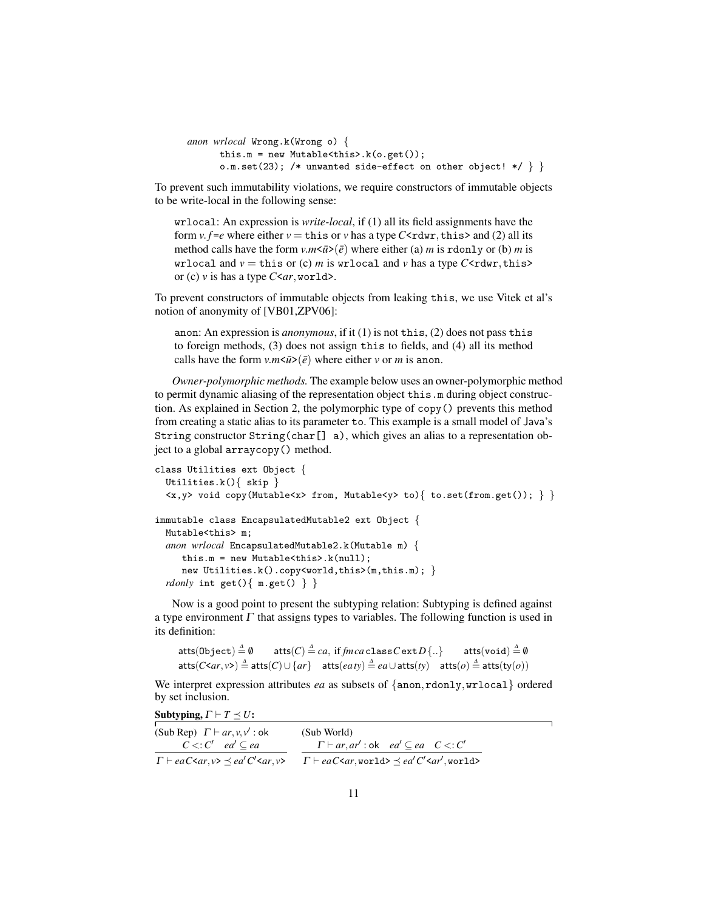```
    anon wrlocal Wrong.k(Wrong o) {
          this.m = new Mutable<this>.k(o.get());
          o.m.set(23); /* unwanted side-effect on other object! */ } }
```

To prevent such immutability violations, we require constructors of immutable objects to be write-local in the following sense:

> `wrlocal`: An expression is *write-local*, if (1) all its field assignments have the form $v.f$=$e$ where either $v$ = `this` or $v$ has a type $C$<`rdwr`,`this`> and (2) all its method calls have the form $v.m$<$\bar{u}$>($\bar{e}$) where either (a) $m$ is `rdonly` or (b) $m$ is `wrlocal` and $v$ = `this` or (c) $m$ is `wrlocal` and $v$ has a type $C$<`rdwr`,`this`> or (c) $v$ is has a type $C$<$ar$,`world`>.

To prevent constructors of immutable objects from leaking `this`, we use Vitek et al's notion of anonymity of [VB01,ZPV06]:

> `anon`: An expression is *anonymous*, if it (1) is not `this`, (2) does not pass `this` to foreign methods, (3) does not assign `this` to fields, and (4) all its method calls have the form $v.m$<$\bar{u}$>($\bar{e}$) where either $v$ or $m$ is `anon`.

*Owner-polymorphic methods.* The example below uses an owner-polymorphic method to permit dynamic aliasing of the representation object `this.m` during object construction. As explained in Section 2, the polymorphic type of `copy()` prevents this method from creating a static alias to its parameter `to`. This example is a small model of Java's `String` constructor `String(char[] a)`, which gives an alias to a representation object to a global `arraycopy()` method.

```
class Utilities ext Object {
  Utilities.k(){ skip }
  <x,y> void copy(Mutable<x> from, Mutable<y> to){ to.set(from.get()); } }

immutable class EncapsulatedMutable2 ext Object {
  Mutable<this> m;
  anon wrlocal EncapsulatedMutable2.k(Mutable m) {
     this.m = new Mutable<this>.k(null);
     new Utilities.k().copy<world,this>(m,this.m); }
  rdonly int get(){ m.get() } }
```

Now is a good point to present the subtyping relation: Subtyping is defined against a type environment $\Gamma$ that assigns types to variables. The following function is used in its definition:

$$\mathsf{atts}(\texttt{Object}) \triangleq \emptyset \qquad \mathsf{atts}(C) \triangleq ca, \text{ if } fm\,ca\,\texttt{class}\,C\,\texttt{ext}\,D\{..\} \qquad \mathsf{atts}(\texttt{void}) \triangleq \emptyset$$

$$\mathsf{atts}(C\texttt{<}ar,v\texttt{>}) \triangleq \mathsf{atts}(C) \cup \{ar\} \quad \mathsf{atts}(ea\,ty) \triangleq ea \cup \mathsf{atts}(ty) \quad \mathsf{atts}(o) \triangleq \mathsf{atts}(\mathsf{ty}(o))$$

We interpret expression attributes $ea$ as subsets of {`anon`,`rdonly`,`wrlocal`} ordered by set inclusion.

**Subtyping, $\Gamma \vdash T \preceq U$:**

(Sub Rep)
$$\frac{\Gamma \vdash ar, v, v' : \mathsf{ok} \qquad C <: C' \quad ea' \subseteq ea}{\Gamma \vdash ea\,C\texttt{<}ar,v\texttt{>} \preceq ea'\,C'\texttt{<}ar,v\texttt{>}}$$

(Sub World)
$$\frac{\Gamma \vdash ar, ar' : \mathsf{ok} \quad ea' \subseteq ea \quad C <: C'}{\Gamma \vdash ea\,C\texttt{<}ar,\texttt{world}\texttt{>} \preceq ea'\,C'\texttt{<}ar',\texttt{world}\texttt{>}}$$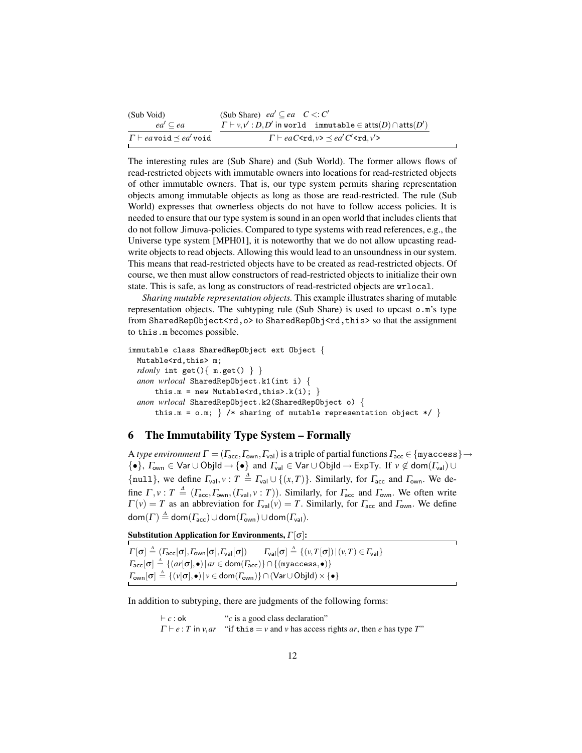(Sub Void)

$$\frac{ea' \subseteq ea}{\Gamma \vdash ea\,\texttt{void} \preceq ea'\,\texttt{void}}$$

(Sub Share) $ea' \subseteq ea \quad C <: C'$

$$\frac{\Gamma \vdash v, v' : D, D' \text{ in } \texttt{world} \quad \texttt{immutable} \in \mathsf{atts}(D) \cap \mathsf{atts}(D')}{\Gamma \vdash ea\,C\texttt{<rd},v\texttt{>} \preceq ea'\,C'\texttt{<rd},v'\texttt{>}}$$

The interesting rules are (Sub Share) and (Sub World). The former allows flows of read-restricted objects with immutable owners into locations for read-restricted objects of other immutable owners. That is, our type system permits sharing representation objects among immutable objects as long as those are read-restricted. The rule (Sub World) expresses that ownerless objects do not have to follow access policies. It is needed to ensure that our type system is sound in an open world that includes clients that do not follow Jimuva-policies. Compared to type systems with read references, e.g., the Universe type system [MPH01], it is noteworthy that we do not allow upcasting read-write objects to read objects. Allowing this would lead to an unsoundness in our system. This means that read-restricted objects have to be created as read-restricted objects. Of course, we then must allow constructors of read-restricted objects to initialize their own state. This is safe, as long as constructors of read-restricted objects are `wrlocal`.

*Sharing mutable representation objects.* This example illustrates sharing of mutable representation objects. The subtyping rule (Sub Share) is used to upcast `o.m`'s type from `SharedRepObject<rd,o>` to `SharedRepObj<rd,this>` so that the assignment to `this.m` becomes possible.

```
immutable class SharedRepObject ext Object {
  Mutable<rd,this> m;
  rdonly int get(){ m.get() } }
  anon wrlocal SharedRepObject.k1(int i) {
      this.m = new Mutable<rd,this>.k(i); }
  anon wrlocal SharedRepObject.k2(SharedRepObject o) {
      this.m = o.m; } /* sharing of mutable representation object */ }
```

## 6 The Immutability Type System – Formally

A *type environment* $\Gamma = (\Gamma_{\mathsf{acc}}, \Gamma_{\mathsf{own}}, \Gamma_{\mathsf{val}})$ is a triple of partial functions $\Gamma_{\mathsf{acc}} \in \{\texttt{myaccess}\} \rightarrow \{\bullet\}$, $\Gamma_{\mathsf{own}} \in \mathsf{Var} \cup \mathsf{ObjId} \rightarrow \{\bullet\}$ and $\Gamma_{\mathsf{val}} \in \mathsf{Var} \cup \mathsf{ObjId} \rightarrow \mathsf{ExpTy}$. If $v \notin \mathsf{dom}(\Gamma_{\mathsf{val}}) \cup \{\texttt{null}\}$, we define $\Gamma_{\mathsf{val}}, v : T \triangleq \Gamma_{\mathsf{val}} \cup \{(x,T)\}$. Similarly, for $\Gamma_{\mathsf{acc}}$ and $\Gamma_{\mathsf{own}}$. We define $\Gamma, v : T \triangleq (\Gamma_{\mathsf{acc}}, \Gamma_{\mathsf{own}}, (\Gamma_{\mathsf{val}}, v : T))$. Similarly, for $\Gamma_{\mathsf{acc}}$ and $\Gamma_{\mathsf{own}}$. We often write $\Gamma(v) = T$ as an abbreviation for $\Gamma_{\mathsf{val}}(v) = T$. Similarly, for $\Gamma_{\mathsf{acc}}$ and $\Gamma_{\mathsf{own}}$. We define $\mathsf{dom}(\Gamma) \triangleq \mathsf{dom}(\Gamma_{\mathsf{acc}}) \cup \mathsf{dom}(\Gamma_{\mathsf{own}}) \cup \mathsf{dom}(\Gamma_{\mathsf{val}})$.

**Substitution Application for Environments, $\Gamma[\sigma]$:**

$$\Gamma[\sigma] \triangleq (\Gamma_{\mathsf{acc}}[\sigma], \Gamma_{\mathsf{own}}[\sigma], \Gamma_{\mathsf{val}}[\sigma]) \qquad \Gamma_{\mathsf{val}}[\sigma] \triangleq \{(v, T[\sigma]) \mid (v,T) \in \Gamma_{\mathsf{val}}\}$$

$$\Gamma_{\mathsf{acc}}[\sigma] \triangleq \{(ar[\sigma], \bullet) \mid ar \in \mathsf{dom}(\Gamma_{\mathsf{acc}})\} \cap \{(\texttt{myaccess}, \bullet)\}$$

$$\Gamma_{\mathsf{own}}[\sigma] \triangleq \{(v[\sigma], \bullet) \mid v \in \mathsf{dom}(\Gamma_{\mathsf{own}})\} \cap (\mathsf{Var} \cup \mathsf{ObjId}) \times \{\bullet\}$$

In addition to subtyping, there are judgments of the following forms:

| | |
|---|---|
| $\vdash c : \mathsf{ok}$ | "$c$ is a good class declaration" |
| $\Gamma \vdash e : T$ in $v, ar$ | "if `this` $= v$ and $v$ has access rights $ar$, then $e$ has type $T$" |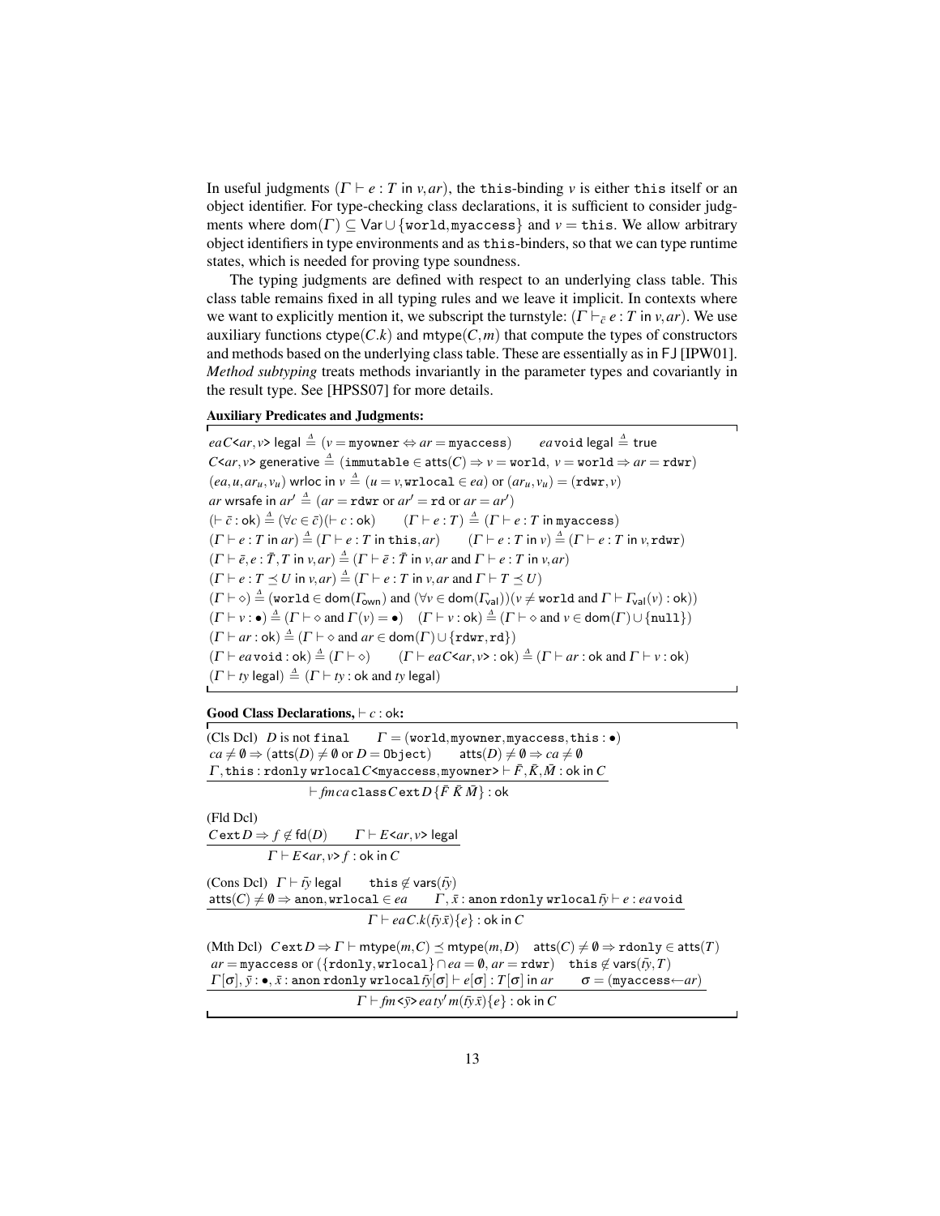In useful judgments ($\Gamma \vdash e : T$ in $v, ar$), the `this`-binding $v$ is either `this` itself or an object identifier. For type-checking class declarations, it is sufficient to consider judgments where $\mathsf{dom}(\Gamma) \subseteq \mathsf{Var} \cup \{\mathtt{world}, \mathtt{myaccess}\}$ and $v = \mathtt{this}$. We allow arbitrary object identifiers in type environments and as `this`-binders, so that we can type runtime states, which is needed for proving type soundness.

The typing judgments are defined with respect to an underlying class table. This class table remains fixed in all typing rules and we leave it implicit. In contexts where we want to explicitly mention it, we subscript the turnstyle: ($\Gamma \vdash_{\bar{c}} e : T$ in $v, ar$). We use auxiliary functions $\mathsf{ctype}(C.k)$ and $\mathsf{mtype}(C, m)$ that compute the types of constructors and methods based on the underlying class table. These are essentially as in FJ [IPW01]. *Method subtyping* treats methods invariantly in the parameter types and covariantly in the result type. See [HPSS07] for more details.

**Auxiliary Predicates and Judgments:**

$ea\,C\texttt{<}ar, v\texttt{>}$ legal $\stackrel{\Delta}{=} (v = \mathtt{myowner} \Leftrightarrow ar = \mathtt{myaccess})$ $\qquad ea\,\mathtt{void}$ legal $\stackrel{\Delta}{=}$ true

$C\texttt{<}ar, v\texttt{>}$ generative $\stackrel{\Delta}{=} (\mathtt{immutable} \in \mathsf{atts}(C) \Rightarrow v = \mathtt{world},\ v = \mathtt{world} \Rightarrow ar = \mathtt{rdwr})$

$(ea, u, ar_u, v_u)$ wrloc in $v \stackrel{\Delta}{=} (u = v, \mathtt{wrlocal} \in ea)$ or $(ar_u, v_u) = (\mathtt{rdwr}, v)$

$ar$ wrsafe in $ar' \stackrel{\Delta}{=} (ar = \mathtt{rdwr}$ or $ar' = \mathtt{rd}$ or $ar = ar')$

$(\vdash \bar{c} : \mathsf{ok}) \stackrel{\Delta}{=} (\forall c \in \bar{c})(\vdash c : \mathsf{ok}) \qquad (\Gamma \vdash e : T) \stackrel{\Delta}{=} (\Gamma \vdash e : T$ in $\mathtt{myaccess})$

$(\Gamma \vdash e : T$ in $ar) \stackrel{\Delta}{=} (\Gamma \vdash e : T$ in $\mathtt{this}, ar) \qquad (\Gamma \vdash e : T$ in $v) \stackrel{\Delta}{=} (\Gamma \vdash e : T$ in $v, \mathtt{rdwr})$

$(\Gamma \vdash \bar{e}, e : \bar{T}, T$ in $v, ar) \stackrel{\Delta}{=} (\Gamma \vdash \bar{e} : \bar{T}$ in $v, ar$ and $\Gamma \vdash e : T$ in $v, ar)$

$(\Gamma \vdash e : T \preceq U$ in $v, ar) \stackrel{\Delta}{=} (\Gamma \vdash e : T$ in $v, ar$ and $\Gamma \vdash T \preceq U)$

$(\Gamma \vdash \diamond) \stackrel{\Delta}{=} (\mathtt{world} \in \mathsf{dom}(\Gamma_{\mathsf{own}})$ and $(\forall v \in \mathsf{dom}(\Gamma_{\mathsf{val}}))(v \neq \mathtt{world}$ and $\Gamma \vdash \Gamma_{\mathsf{val}}(v) : \mathsf{ok}))$

$(\Gamma \vdash v : \bullet) \stackrel{\Delta}{=} (\Gamma \vdash \diamond$ and $\Gamma(v) = \bullet) \quad (\Gamma \vdash v : \mathsf{ok}) \stackrel{\Delta}{=} (\Gamma \vdash \diamond$ and $v \in \mathsf{dom}(\Gamma) \cup \{\mathtt{null}\})$

$(\Gamma \vdash ar : \mathsf{ok}) \stackrel{\Delta}{=} (\Gamma \vdash \diamond$ and $ar \in \mathsf{dom}(\Gamma) \cup \{\mathtt{rdwr}, \mathtt{rd}\})$

$(\Gamma \vdash ea\,\mathtt{void} : \mathsf{ok}) \stackrel{\Delta}{=} (\Gamma \vdash \diamond) \qquad (\Gamma \vdash ea\,C\texttt{<}ar, v\texttt{>} : \mathsf{ok}) \stackrel{\Delta}{=} (\Gamma \vdash ar : \mathsf{ok}$ and $\Gamma \vdash v : \mathsf{ok})$

$(\Gamma \vdash ty$ legal$) \stackrel{\Delta}{=} (\Gamma \vdash ty : \mathsf{ok}$ and $ty$ legal$)$

**Good Class Declarations, $\vdash c : \mathsf{ok}$:**

(Cls Dcl) $D$ is not `final` $\qquad \Gamma = (\mathtt{world}, \mathtt{myowner}, \mathtt{myaccess}, \mathtt{this} : \bullet)$
$ca \neq \emptyset \Rightarrow (\mathsf{atts}(D) \neq \emptyset$ or $D = \mathtt{Object}) \qquad \mathsf{atts}(D) \neq \emptyset \Rightarrow ca \neq \emptyset$

$$\frac{\Gamma, \mathtt{this} : \mathtt{rdonly}\ \mathtt{wrlocal}\ C\texttt{<}\mathtt{myaccess}, \mathtt{myowner}\texttt{>} \vdash \bar{F}, \bar{K}, \bar{M} : \mathsf{ok} \text{ in } C}{\vdash fm\, ca\, \mathtt{class}\, C\, \mathtt{ext}\, D\, \{\bar{F}\ \bar{K}\ \bar{M}\} : \mathsf{ok}}$$

(Fld Dcl)

$$\frac{C\,\mathtt{ext}\,D \Rightarrow f \notin \mathsf{fd}(D) \qquad \Gamma \vdash E\texttt{<}ar, v\texttt{>} \text{ legal}}{\Gamma \vdash E\texttt{<}ar, v\texttt{>}\, f : \mathsf{ok} \text{ in } C}$$

(Cons Dcl) $\Gamma \vdash \bar{ty}$ legal $\qquad \mathtt{this} \notin \mathsf{vars}(\bar{ty})$

$$\frac{\mathsf{atts}(C) \neq \emptyset \Rightarrow \mathtt{anon}, \mathtt{wrlocal} \in ea \qquad \Gamma, \bar{x} : \mathtt{anon}\ \mathtt{rdonly}\ \mathtt{wrlocal}\ \bar{ty} \vdash e : ea\,\mathtt{void}}{\Gamma \vdash ea\, C.k(\bar{ty}\,\bar{x})\{e\} : \mathsf{ok} \text{ in } C}$$

(Mth Dcl) $C\,\mathtt{ext}\,D \Rightarrow \Gamma \vdash \mathsf{mtype}(m, C) \preceq \mathsf{mtype}(m, D) \quad \mathsf{atts}(C) \neq \emptyset \Rightarrow \mathtt{rdonly} \in \mathsf{atts}(T)$
$ar = \mathtt{myaccess}$ or $(\{\mathtt{rdonly}, \mathtt{wrlocal}\} \cap ea = \emptyset,\ ar = \mathtt{rdwr}) \quad \mathtt{this} \notin \mathsf{vars}(\bar{ty}, T)$

$$\frac{\Gamma[\sigma], \bar{y} : \bullet, \bar{x} : \mathtt{anon}\ \mathtt{rdonly}\ \mathtt{wrlocal}\ \bar{ty}[\sigma] \vdash e[\sigma] : T[\sigma] \text{ in } ar \qquad \sigma = (\mathtt{myaccess} \leftarrow ar)}{\Gamma \vdash fm \texttt{<}\bar{y}\texttt{>}\, ea\, ty'\, m(\bar{ty}\,\bar{x})\{e\} : \mathsf{ok} \text{ in } C}$$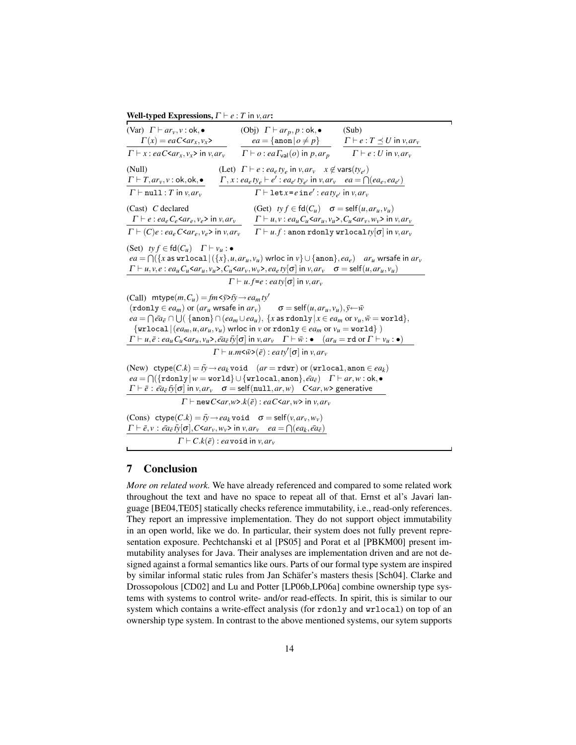**Well-typed Expressions, $\Gamma \vdash e : T$ in $v, ar$:**

(Var)
$$\frac{\Gamma \vdash ar_v, v : \mathsf{ok}, \bullet \quad \Gamma(x) = ea\, C\texttt{<}ar_x, v_x\texttt{>}}{\Gamma \vdash x : ea\, C\texttt{<}ar_x, v_x\texttt{>} \text{ in } v, ar_v}$$

(Obj)
$$\frac{\Gamma \vdash ar_p, p : \mathsf{ok}, \bullet \quad ea = \{\texttt{anon} \mid o \neq p\}}{\Gamma \vdash o : ea\, \Gamma_{\mathsf{val}}(o) \text{ in } p, ar_p}$$

(Sub)
$$\frac{\Gamma \vdash e : T \preceq U \text{ in } v, ar_v}{\Gamma \vdash e : U \text{ in } v, ar_v}$$

(Null)
$$\frac{\Gamma \vdash T, ar_v, v : \mathsf{ok}, \mathsf{ok}, \bullet}{\Gamma \vdash \texttt{null} : T \text{ in } v, ar_v}$$

(Let)
$$\frac{\Gamma \vdash e : ea_e\, ty_e \text{ in } v, ar_v \quad x \notin \mathsf{vars}(ty_{e'}) \quad \Gamma, x : ea_e\, ty_e \vdash e' : ea_{e'}\, ty_{e'} \text{ in } v, ar_v \quad ea = \bigcap(ea_e, ea_{e'})}{\Gamma \vdash \texttt{let}\, x\texttt{=}e\, \texttt{in}\, e' : ea\, ty_{e'} \text{ in } v, ar_v}$$

(Cast)
$$\frac{C \text{ declared} \quad \Gamma \vdash e : ea_e\, C_e\texttt{<}ar_e, v_e\texttt{>} \text{ in } v, ar_v}{\Gamma \vdash (C)e : ea_e\, C\texttt{<}ar_e, v_e\texttt{>} \text{ in } v, ar_v}$$

(Get)
$$\frac{ty\, f \in \mathsf{fd}(C_u) \quad \sigma = \mathsf{self}(u, ar_u, v_u) \quad \Gamma \vdash u, v : ea_u\, C_u\texttt{<}ar_u, v_u\texttt{>}, C_v\texttt{<}ar_v, w_v\texttt{>} \text{ in } v, ar_v}{\Gamma \vdash u.f : \texttt{anon rdonly wrlocal}\, ty[\sigma] \text{ in } v, ar_v}$$

(Set)
$$\frac{\begin{array}{c} ty\, f \in \mathsf{fd}(C_u) \quad \Gamma \vdash v_u : \bullet \\ ea = \bigcap(\{x \text{ as } \texttt{wrlocal} \mid (\{x\}, u, ar_u, v_u) \text{ wrloc in } v\} \cup \{\texttt{anon}\}, ea_e) \quad ar_u \text{ wrsafe in } ar_v \\ \Gamma \vdash u, v, e : ea_u\, C_u\texttt{<}ar_u, v_u\texttt{>}, C_v\texttt{<}ar_v, w_v\texttt{>}, ea_e\, ty[\sigma] \text{ in } v, ar_v \quad \sigma = \mathsf{self}(u, ar_u, v_u) \end{array}}{\Gamma \vdash u.f\texttt{=}e : ea\, ty[\sigma] \text{ in } v, ar_v}$$

(Call)
$$\frac{\begin{array}{c} \mathsf{mtype}(m, C_u) = fm\texttt{<}\bar{y}\texttt{>}\bar{ty} \to ea_m\, ty' \\ (\texttt{rdonly} \in ea_m) \text{ or } (ar_u \text{ wrsafe in } ar_v) \qquad \sigma = \mathsf{self}(u, ar_u, v_u), \bar{y} \leftarrow \bar{w} \\ ea = \bigcap \bar{ea}_{\bar{e}} \cap \bigcup(\, \{\texttt{anon}\} \cap (ea_m \cup ea_u),\ \{x \text{ as } \texttt{rdonly} \mid x \in ea_m \text{ or } v_u, \bar{w} = \texttt{world}\}, \\ \{\texttt{wrlocal} \mid (ea_m, u, ar_u, v_u) \text{ wrloc in } v \text{ or } \texttt{rdonly} \in ea_m \text{ or } v_u = \texttt{world}\}\, ) \\ \Gamma \vdash u, \bar{e} : ea_u\, C_u\texttt{<}ar_u, v_u\texttt{>}, \bar{ea}_{\bar{e}}\, \bar{ty}[\sigma] \text{ in } v, ar_v \quad \Gamma \vdash \bar{w} : \bullet \quad (ar_u = \texttt{rd} \text{ or } \Gamma \vdash v_u : \bullet) \end{array}}{\Gamma \vdash u.m\texttt{<}\bar{w}\texttt{>}(\bar{e}) : ea\, ty'[\sigma] \text{ in } v, ar_v}$$

(New)
$$\frac{\begin{array}{c} \mathsf{ctype}(C.k) = \bar{ty} \to ea_k\, \texttt{void} \quad (ar = \texttt{rdwr}) \text{ or } (\texttt{wrlocal}, \texttt{anon} \in ea_k) \\ ea = \bigcap(\{\texttt{rdonly} \mid w = \texttt{world}\} \cup \{\texttt{wrlocal}, \texttt{anon}\}, \bar{ea}_{\bar{e}}) \quad \Gamma \vdash ar, w : \mathsf{ok}, \bullet \\ \Gamma \vdash \bar{e} : \bar{ea}_{\bar{e}}\, \bar{ty}[\sigma] \text{ in } v, ar_v \quad \sigma = \mathsf{self}(\texttt{null}, ar, w) \quad C\texttt{<}ar, w\texttt{>} \text{ generative} \end{array}}{\Gamma \vdash \texttt{new}\, C\texttt{<}ar, w\texttt{>}.k(\bar{e}) : ea\, C\texttt{<}ar, w\texttt{>} \text{ in } v, ar_v}$$

(Cons)
$$\frac{\mathsf{ctype}(C.k) = \bar{ty} \to ea_k\, \texttt{void} \quad \sigma = \mathsf{self}(v, ar_v, w_v) \quad \Gamma \vdash \bar{e}, v : \bar{ea}_{\bar{e}}\, \bar{ty}[\sigma], C\texttt{<}ar_v, w_v\texttt{>} \text{ in } v, ar_v \quad ea = \bigcap(ea_k, \bar{ea}_{\bar{e}})}{\Gamma \vdash C.k(\bar{e}) : ea\, \texttt{void} \text{ in } v, ar_v}$$

## 7 Conclusion

*More on related work.* We have already referenced and compared to some related work throughout the text and have no space to repeat all of that. Ernst et al's Javari language [BE04,TE05] statically checks reference immutability, i.e., read-only references. They report an impressive implementation. They do not support object immutability in an open world, like we do. In particular, their system does not fully prevent representation exposure. Pechtchanski et al [PS05] and Porat et al [PBKM00] present immutability analyses for Java. Their analyses are implementation driven and are not designed against a formal semantics like ours. Parts of our formal type system are inspired by similar informal static rules from Jan Schäfer's masters thesis [Sch04]. Clarke and Drossopolous [CD02] and Lu and Potter [LP06b,LP06a] combine ownership type systems with systems to control write- and/or read-effects. In spirit, this is similar to our system which contains a write-effect analysis (for rdonly and wrlocal) on top of an ownership type system. In contrast to the above mentioned systems, our sytem supports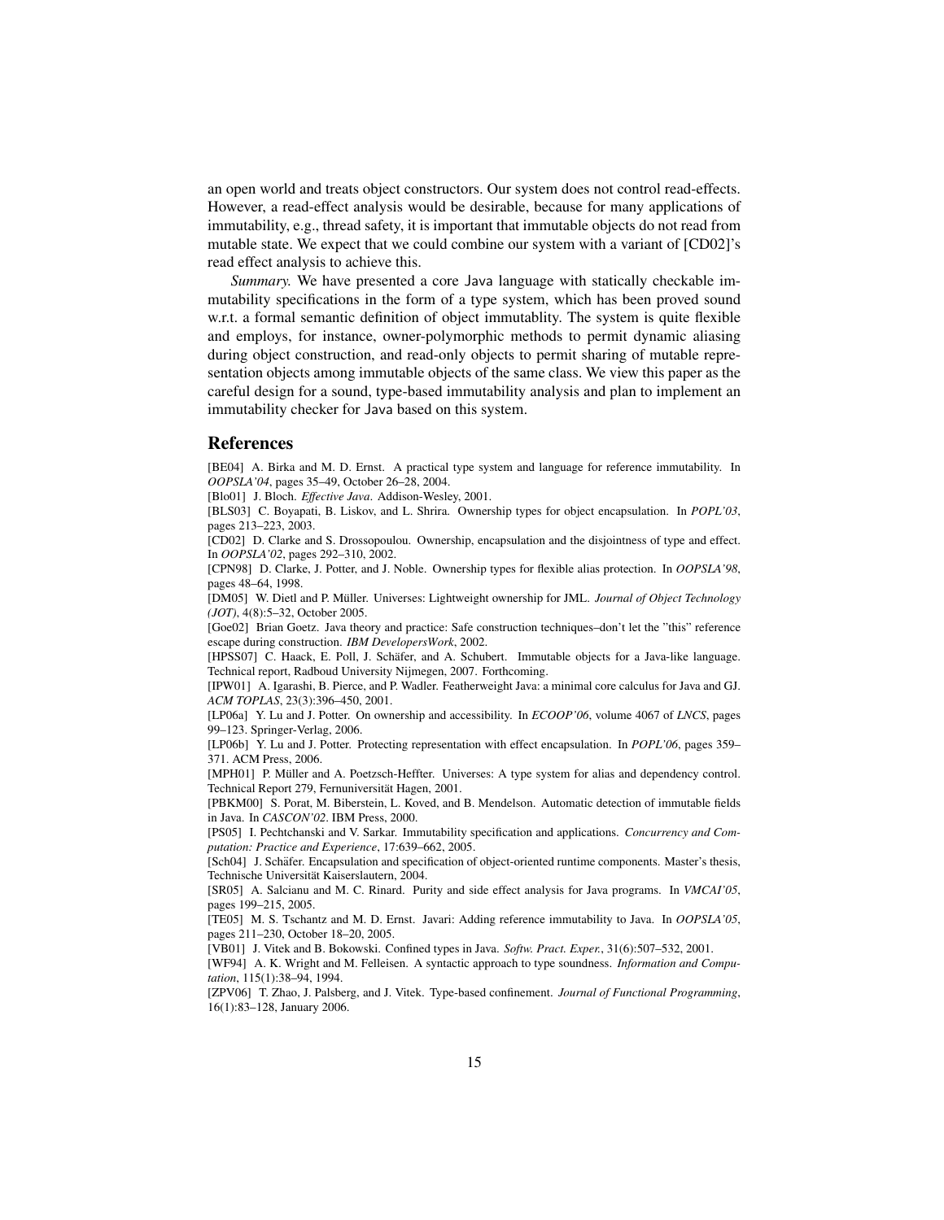an open world and treats object constructors. Our system does not control read-effects. However, a read-effect analysis would be desirable, because for many applications of immutability, e.g., thread safety, it is important that immutable objects do not read from mutable state. We expect that we could combine our system with a variant of [CD02]'s read effect analysis to achieve this.

*Summary.* We have presented a core Java language with statically checkable immutability specifications in the form of a type system, which has been proved sound w.r.t. a formal semantic definition of object immutablity. The system is quite flexible and employs, for instance, owner-polymorphic methods to permit dynamic aliasing during object construction, and read-only objects to permit sharing of mutable representation objects among immutable objects of the same class. We view this paper as the careful design for a sound, type-based immutability analysis and plan to implement an immutability checker for Java based on this system.

## References

[BE04] A. Birka and M. D. Ernst. A practical type system and language for reference immutability. In *OOPSLA'04*, pages 35–49, October 26–28, 2004.

[Blo01] J. Bloch. *Effective Java*. Addison-Wesley, 2001.

[BLS03] C. Boyapati, B. Liskov, and L. Shrira. Ownership types for object encapsulation. In *POPL'03*, pages 213–223, 2003.

[CD02] D. Clarke and S. Drossopoulou. Ownership, encapsulation and the disjointness of type and effect. In *OOPSLA'02*, pages 292–310, 2002.

[CPN98] D. Clarke, J. Potter, and J. Noble. Ownership types for flexible alias protection. In *OOPSLA'98*, pages 48–64, 1998.

[DM05] W. Dietl and P. Müller. Universes: Lightweight ownership for JML. *Journal of Object Technology (JOT)*, 4(8):5–32, October 2005.

[Goe02] Brian Goetz. Java theory and practice: Safe construction techniques–don't let the "this" reference escape during construction. *IBM DevelopersWork*, 2002.

[HPSS07] C. Haack, E. Poll, J. Schäfer, and A. Schubert. Immutable objects for a Java-like language. Technical report, Radboud University Nijmegen, 2007. Forthcoming.

[IPW01] A. Igarashi, B. Pierce, and P. Wadler. Featherweight Java: a minimal core calculus for Java and GJ. *ACM TOPLAS*, 23(3):396–450, 2001.

[LP06a] Y. Lu and J. Potter. On ownership and accessibility. In *ECOOP'06*, volume 4067 of *LNCS*, pages 99–123. Springer-Verlag, 2006.

[LP06b] Y. Lu and J. Potter. Protecting representation with effect encapsulation. In *POPL'06*, pages 359–371. ACM Press, 2006.

[MPH01] P. Müller and A. Poetzsch-Heffter. Universes: A type system for alias and dependency control. Technical Report 279, Fernuniversität Hagen, 2001.

[PBKM00] S. Porat, M. Biberstein, L. Koved, and B. Mendelson. Automatic detection of immutable fields in Java. In *CASCON'02*. IBM Press, 2000.

[PS05] I. Pechtchanski and V. Sarkar. Immutability specification and applications. *Concurrency and Computation: Practice and Experience*, 17:639–662, 2005.

[Sch04] J. Schäfer. Encapsulation and specification of object-oriented runtime components. Master's thesis, Technische Universität Kaiserslautern, 2004.

[SR05] A. Salcianu and M. C. Rinard. Purity and side effect analysis for Java programs. In *VMCAI'05*, pages 199–215, 2005.

[TE05] M. S. Tschantz and M. D. Ernst. Javari: Adding reference immutability to Java. In *OOPSLA'05*, pages 211–230, October 18–20, 2005.

[VB01] J. Vitek and B. Bokowski. Confined types in Java. *Softw. Pract. Exper.*, 31(6):507–532, 2001.

[WF94] A. K. Wright and M. Felleisen. A syntactic approach to type soundness. *Information and Computation*, 115(1):38–94, 1994.

[ZPV06] T. Zhao, J. Palsberg, and J. Vitek. Type-based confinement. *Journal of Functional Programming*, 16(1):83–128, January 2006.